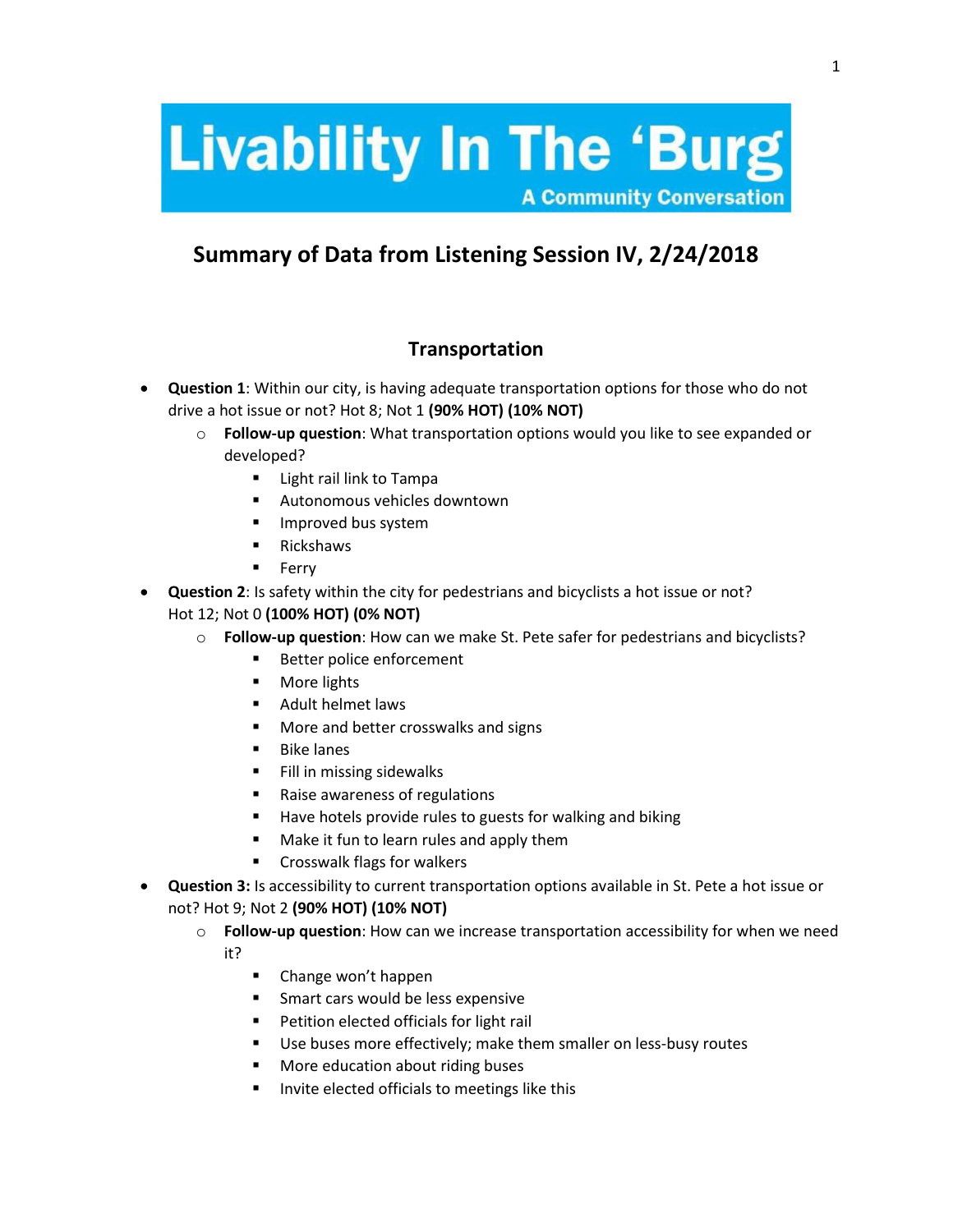# Livability In The 'Burg

A Community Conversation

## Summary of Data from Listening Session IV, 2/24/2018

### Transportation

- **Question 1**: Within our city, is having adequate transportation options for those who do not drive a hot issue or not? Hot 8; Not 1 **(90% HOT) (10% NOT)**
  - **Follow-up question**: What transportation options would you like to see expanded or developed?
    - Light rail link to Tampa
    - Autonomous vehicles downtown
    - Improved bus system
    - Rickshaws
    - Ferry
- **Question 2**: Is safety within the city for pedestrians and bicyclists a hot issue or not? Hot 12; Not 0 **(100% HOT) (0% NOT)**
  - **Follow-up question**: How can we make St. Pete safer for pedestrians and bicyclists?
    - Better police enforcement
    - More lights
    - Adult helmet laws
    - More and better crosswalks and signs
    - Bike lanes
    - Fill in missing sidewalks
    - Raise awareness of regulations
    - Have hotels provide rules to guests for walking and biking
    - Make it fun to learn rules and apply them
    - Crosswalk flags for walkers
- **Question 3:** Is accessibility to current transportation options available in St. Pete a hot issue or not? Hot 9; Not 2 **(90% HOT) (10% NOT)**
  - **Follow-up question**: How can we increase transportation accessibility for when we need it?
    - Change won't happen
    - Smart cars would be less expensive
    - Petition elected officials for light rail
    - Use buses more effectively; make them smaller on less-busy routes
    - More education about riding buses
    - Invite elected officials to meetings like this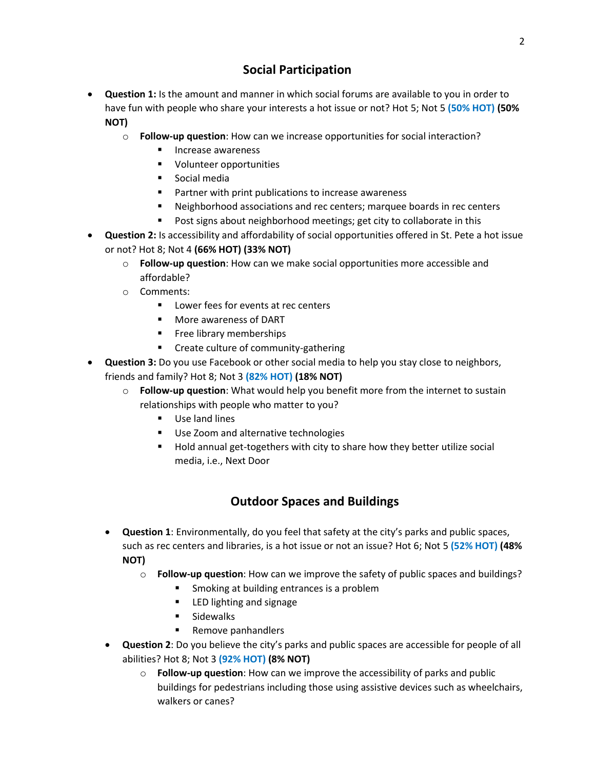## Social Participation

- **Question 1:** Is the amount and manner in which social forums are available to you in order to have fun with people who share your interests a hot issue or not? Hot 5; Not 5 **(50% HOT) (50% NOT)**
    - **Follow-up question**: How can we increase opportunities for social interaction?
        - Increase awareness
        - Volunteer opportunities
        - Social media
        - Partner with print publications to increase awareness
        - Neighborhood associations and rec centers; marquee boards in rec centers
        - Post signs about neighborhood meetings; get city to collaborate in this
- **Question 2:** Is accessibility and affordability of social opportunities offered in St. Pete a hot issue or not? Hot 8; Not 4 **(66% HOT) (33% NOT)**
    - **Follow-up question**: How can we make social opportunities more accessible and affordable?
    - Comments:
        - Lower fees for events at rec centers
        - More awareness of DART
        - Free library memberships
        - Create culture of community-gathering
- **Question 3:** Do you use Facebook or other social media to help you stay close to neighbors, friends and family? Hot 8; Not 3 **(82% HOT) (18% NOT)**
    - **Follow-up question**: What would help you benefit more from the internet to sustain relationships with people who matter to you?
        - Use land lines
        - Use Zoom and alternative technologies
        - Hold annual get-togethers with city to share how they better utilize social media, i.e., Next Door

## Outdoor Spaces and Buildings

- **Question 1**: Environmentally, do you feel that safety at the city's parks and public spaces, such as rec centers and libraries, is a hot issue or not an issue? Hot 6; Not 5 **(52% HOT) (48% NOT)**
    - **Follow-up question**: How can we improve the safety of public spaces and buildings?
        - Smoking at building entrances is a problem
        - LED lighting and signage
        - Sidewalks
        - Remove panhandlers
- **Question 2**: Do you believe the city's parks and public spaces are accessible for people of all abilities? Hot 8; Not 3 **(92% HOT) (8% NOT)**
    - **Follow-up question**: How can we improve the accessibility of parks and public buildings for pedestrians including those using assistive devices such as wheelchairs, walkers or canes?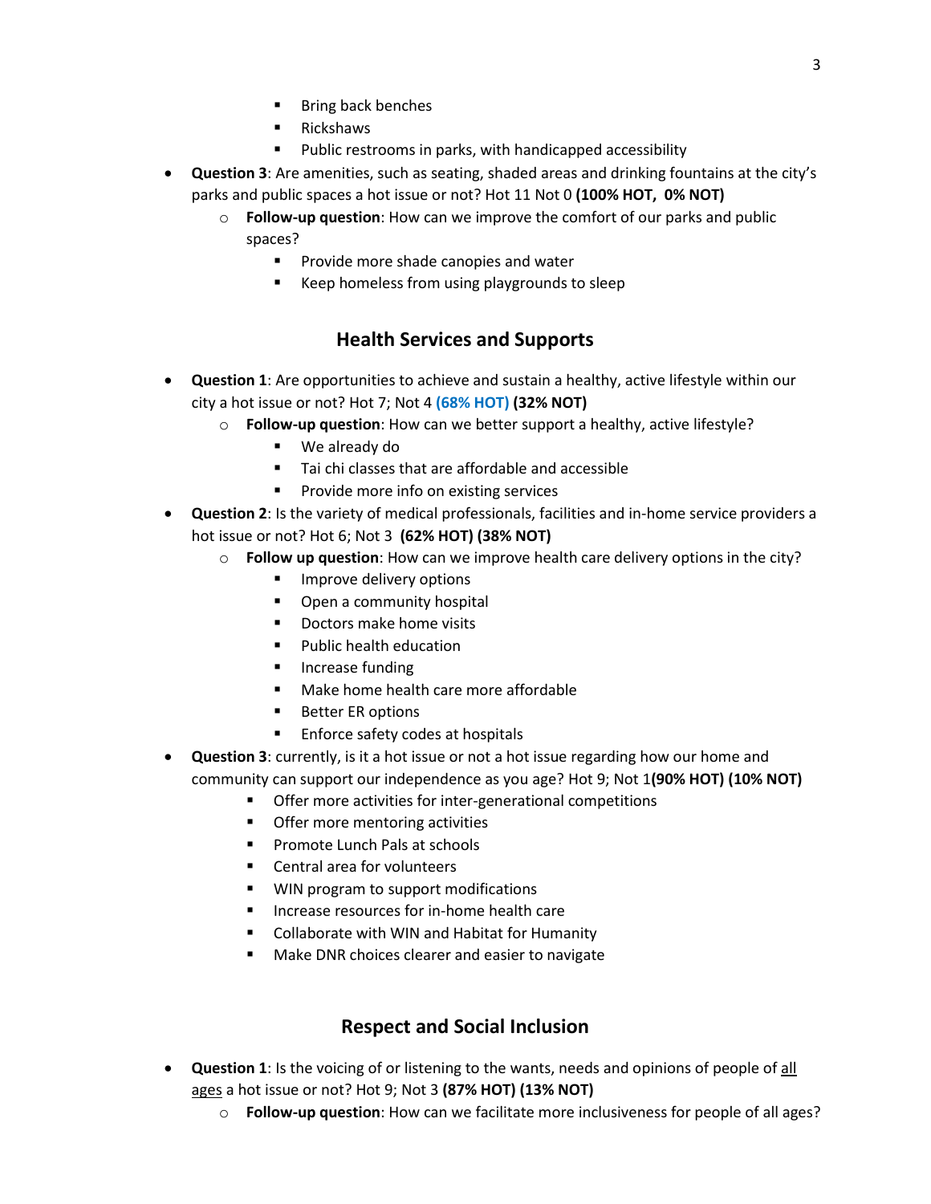- Bring back benches
        - Rickshaws
        - Public restrooms in parks, with handicapped accessibility
- **Question 3**: Are amenities, such as seating, shaded areas and drinking fountains at the city's parks and public spaces a hot issue or not? Hot 11 Not 0 **(100% HOT, 0% NOT)**
    - **Follow-up question**: How can we improve the comfort of our parks and public spaces?
        - Provide more shade canopies and water
        - Keep homeless from using playgrounds to sleep

## Health Services and Supports

- **Question 1**: Are opportunities to achieve and sustain a healthy, active lifestyle within our city a hot issue or not? Hot 7; Not 4 **(68% HOT) (32% NOT)**
    - **Follow-up question**: How can we better support a healthy, active lifestyle?
        - We already do
        - Tai chi classes that are affordable and accessible
        - Provide more info on existing services
- **Question 2**: Is the variety of medical professionals, facilities and in-home service providers a hot issue or not? Hot 6; Not 3 **(62% HOT) (38% NOT)**
    - **Follow up question**: How can we improve health care delivery options in the city?
        - Improve delivery options
        - Open a community hospital
        - Doctors make home visits
        - Public health education
        - Increase funding
        - Make home health care more affordable
        - Better ER options
        - Enforce safety codes at hospitals
- **Question 3**: currently, is it a hot issue or not a hot issue regarding how our home and community can support our independence as you age? Hot 9; Not 1 **(90% HOT) (10% NOT)**
    - Offer more activities for inter-generational competitions
    - Offer more mentoring activities
    - Promote Lunch Pals at schools
    - Central area for volunteers
    - WIN program to support modifications
    - Increase resources for in-home health care
    - Collaborate with WIN and Habitat for Humanity
    - Make DNR choices clearer and easier to navigate

## Respect and Social Inclusion

- **Question 1**: Is the voicing of or listening to the wants, needs and opinions of people of <u>all ages</u> a hot issue or not? Hot 9; Not 3 **(87% HOT) (13% NOT)**
    - **Follow-up question**: How can we facilitate more inclusiveness for people of all ages?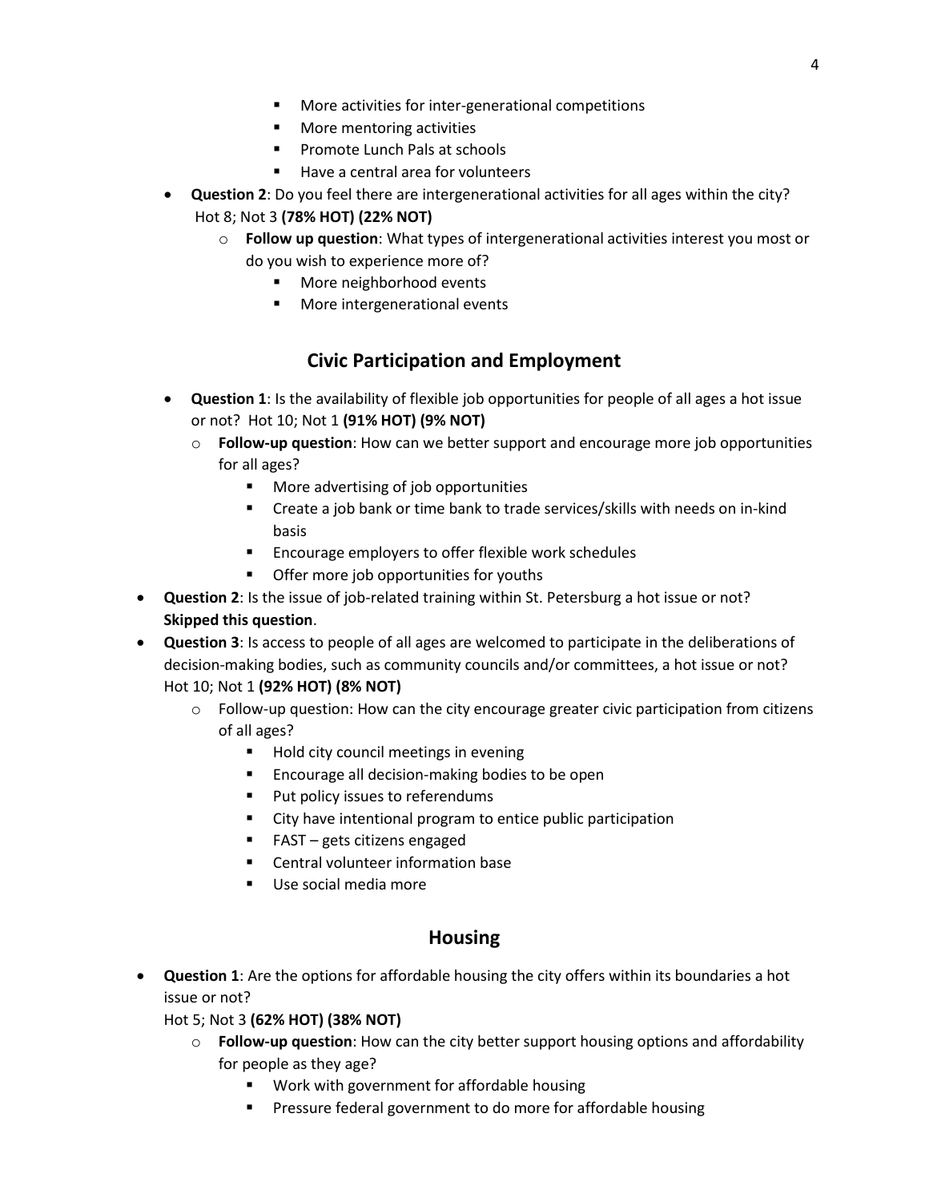- More activities for inter-generational competitions
        - More mentoring activities
        - Promote Lunch Pals at schools
        - Have a central area for volunteers

- **Question 2**: Do you feel there are intergenerational activities for all ages within the city? Hot 8; Not 3 **(78% HOT) (22% NOT)**
    - **Follow up question**: What types of intergenerational activities interest you most or do you wish to experience more of?
        - More neighborhood events
        - More intergenerational events

## Civic Participation and Employment

- **Question 1**: Is the availability of flexible job opportunities for people of all ages a hot issue or not? Hot 10; Not 1 **(91% HOT) (9% NOT)**
    - **Follow-up question**: How can we better support and encourage more job opportunities for all ages?
        - More advertising of job opportunities
        - Create a job bank or time bank to trade services/skills with needs on in-kind basis
        - Encourage employers to offer flexible work schedules
        - Offer more job opportunities for youths
- **Question 2**: Is the issue of job-related training within St. Petersburg a hot issue or not? **Skipped this question**.
- **Question 3**: Is access to people of all ages are welcomed to participate in the deliberations of decision-making bodies, such as community councils and/or committees, a hot issue or not? Hot 10; Not 1 **(92% HOT) (8% NOT)**
    - Follow-up question: How can the city encourage greater civic participation from citizens of all ages?
        - Hold city council meetings in evening
        - Encourage all decision-making bodies to be open
        - Put policy issues to referendums
        - City have intentional program to entice public participation
        - FAST – gets citizens engaged
        - Central volunteer information base
        - Use social media more

## Housing

- **Question 1**: Are the options for affordable housing the city offers within its boundaries a hot issue or not?
  Hot 5; Not 3 **(62% HOT) (38% NOT)**
    - **Follow-up question**: How can the city better support housing options and affordability for people as they age?
        - Work with government for affordable housing
        - Pressure federal government to do more for affordable housing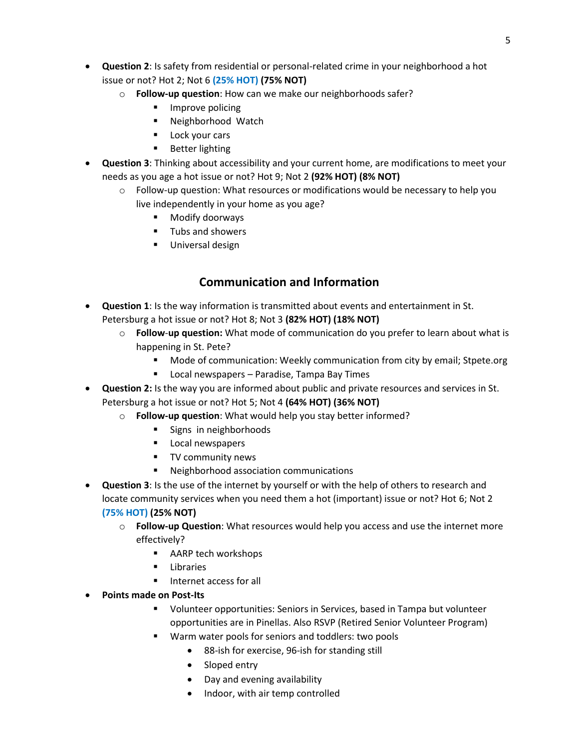- **Question 2**: Is safety from residential or personal-related crime in your neighborhood a hot issue or not? Hot 2; Not 6 **(25% HOT)** **(75% NOT)**
    - **Follow-up question**: How can we make our neighborhoods safer?
        - Improve policing
        - Neighborhood Watch
        - Lock your cars
        - Better lighting
- **Question 3**: Thinking about accessibility and your current home, are modifications to meet your needs as you age a hot issue or not? Hot 9; Not 2 **(92% HOT) (8% NOT)**
    - Follow-up question: What resources or modifications would be necessary to help you live independently in your home as you age?
        - Modify doorways
        - Tubs and showers
        - Universal design

## Communication and Information

- **Question 1**: Is the way information is transmitted about events and entertainment in St. Petersburg a hot issue or not? Hot 8; Not 3 **(82% HOT) (18% NOT)**
    - **Follow-up question:** What mode of communication do you prefer to learn about what is happening in St. Pete?
        - Mode of communication: Weekly communication from city by email; Stpete.org
        - Local newspapers – Paradise, Tampa Bay Times
- **Question 2:** Is the way you are informed about public and private resources and services in St. Petersburg a hot issue or not? Hot 5; Not 4 **(64% HOT) (36% NOT)**
    - **Follow-up question**: What would help you stay better informed?
        - Signs in neighborhoods
        - Local newspapers
        - TV community news
        - Neighborhood association communications
- **Question 3**: Is the use of the internet by yourself or with the help of others to research and locate community services when you need them a hot (important) issue or not? Hot 6; Not 2 **(75% HOT)** **(25% NOT)**
    - **Follow-up Question**: What resources would help you access and use the internet more effectively?
        - AARP tech workshops
        - Libraries
        - Internet access for all
- **Points made on Post-Its**
        - Volunteer opportunities: Seniors in Services, based in Tampa but volunteer opportunities are in Pinellas. Also RSVP (Retired Senior Volunteer Program)
        - Warm water pools for seniors and toddlers: two pools
            - 88-ish for exercise, 96-ish for standing still
            - Sloped entry
            - Day and evening availability
            - Indoor, with air temp controlled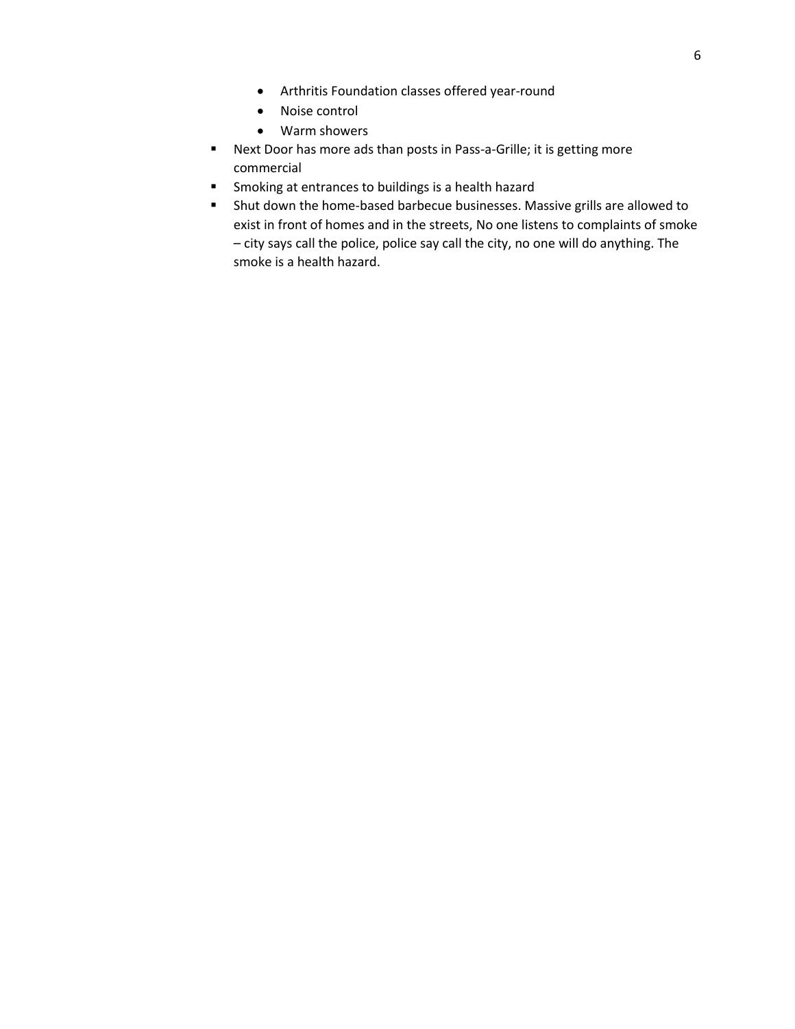- Arthritis Foundation classes offered year-round
    - Noise control
    - Warm showers
- Next Door has more ads than posts in Pass-a-Grille; it is getting more commercial
- Smoking at entrances to buildings is a health hazard
- Shut down the home-based barbecue businesses. Massive grills are allowed to exist in front of homes and in the streets, No one listens to complaints of smoke – city says call the police, police say call the city, no one will do anything. The smoke is a health hazard.